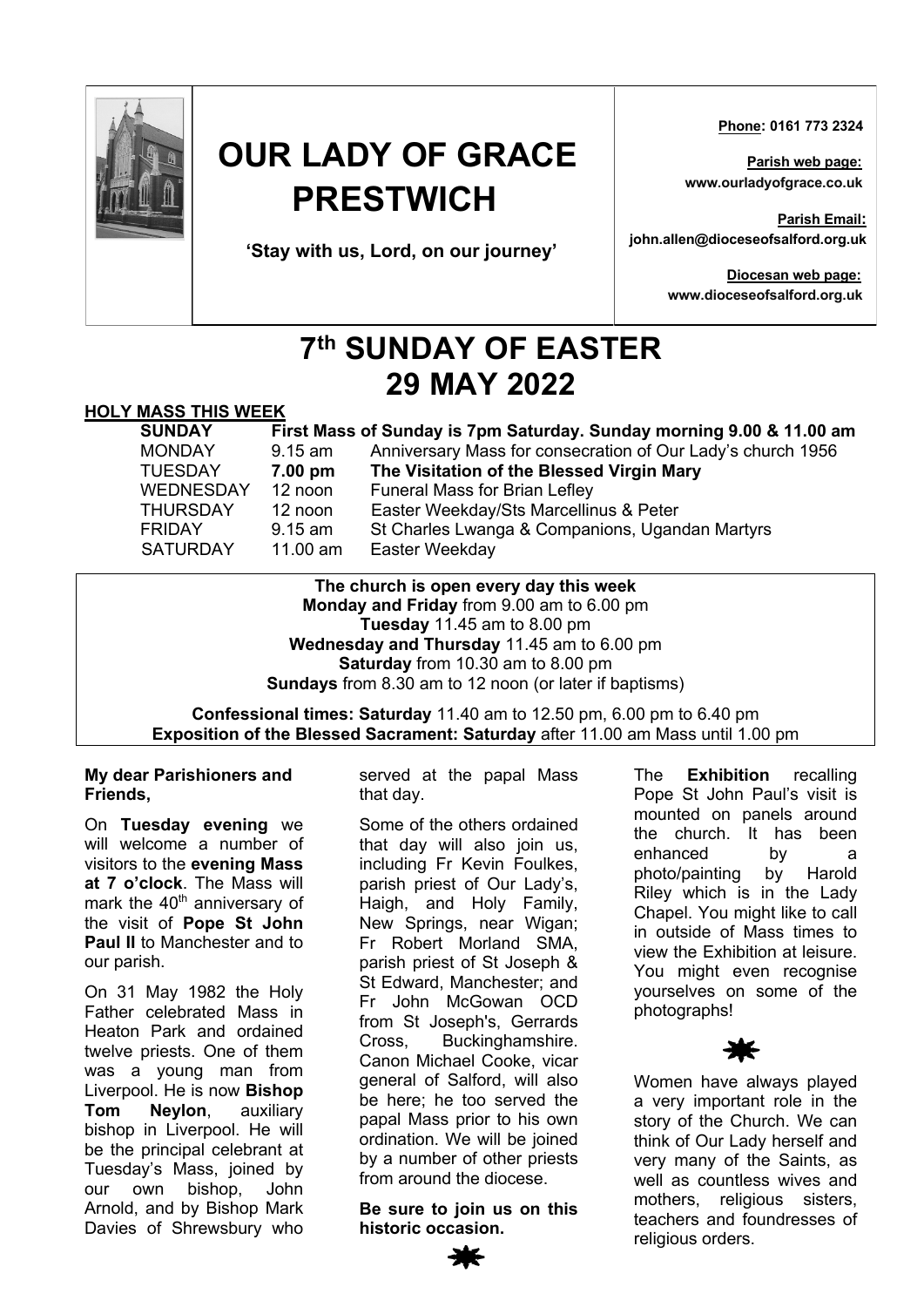# OUR LADY OF GRACE PRESTWICH

**'Stay with us, Lord, on our journey'**

**Phone: 0161 773 2324**

**Parish web page:**
**www.ourladyofgrace.co.uk**

**Parish Email:**
**john.allen@dioceseofsalford.org.uk**

**Diocesan web page:**
**www.dioceseofsalford.org.uk**

# 7th SUNDAY OF EASTER
# 29 MAY 2022

**HOLY MASS THIS WEEK**

| | | |
|---|---|---|
| **SUNDAY** | **First Mass of Sunday is 7pm Saturday. Sunday morning 9.00 & 11.00 am** | |
| MONDAY | 9.15 am | Anniversary Mass for consecration of Our Lady's church 1956 |
| TUESDAY | **7.00 pm** | **The Visitation of the Blessed Virgin Mary** |
| WEDNESDAY | 12 noon | Funeral Mass for Brian Lefley |
| THURSDAY | 12 noon | Easter Weekday/Sts Marcellinus & Peter |
| FRIDAY | 9.15 am | St Charles Lwanga & Companions, Ugandan Martyrs |
| SATURDAY | 11.00 am | Easter Weekday |

**The church is open every day this week**
**Monday and Friday** from 9.00 am to 6.00 pm
**Tuesday** 11.45 am to 8.00 pm
**Wednesday and Thursday** 11.45 am to 6.00 pm
**Saturday** from 10.30 am to 8.00 pm
**Sundays** from 8.30 am to 12 noon (or later if baptisms)

**Confessional times: Saturday** 11.40 am to 12.50 pm, 6.00 pm to 6.40 pm
**Exposition of the Blessed Sacrament: Saturday** after 11.00 am Mass until 1.00 pm

**My dear Parishioners and Friends,**

On **Tuesday evening** we will welcome a number of visitors to the **evening Mass at 7 o'clock**. The Mass will mark the 40th anniversary of the visit of **Pope St John Paul II** to Manchester and to our parish.

On 31 May 1982 the Holy Father celebrated Mass in Heaton Park and ordained twelve priests. One of them was a young man from Liverpool. He is now **Bishop Tom Neylon**, auxiliary bishop in Liverpool. He will be the principal celebrant at Tuesday's Mass, joined by our own bishop, John Arnold, and by Bishop Mark Davies of Shrewsbury who served at the papal Mass that day.

Some of the others ordained that day will also join us, including Fr Kevin Foulkes, parish priest of Our Lady's, Haigh, and Holy Family, New Springs, near Wigan; Fr Robert Morland SMA, parish priest of St Joseph & St Edward, Manchester; and Fr John McGowan OCD from St Joseph's, Gerrards Cross, Buckinghamshire. Canon Michael Cooke, vicar general of Salford, will also be here; he too served the papal Mass prior to his own ordination. We will be joined by a number of other priests from around the diocese.

**Be sure to join us on this historic occasion.**

The **Exhibition** recalling Pope St John Paul's visit is mounted on panels around the church. It has been enhanced by a photo/painting by Harold Riley which is in the Lady Chapel. You might like to call in outside of Mass times to view the Exhibition at leisure. You might even recognise yourselves on some of the photographs!

Women have always played a very important role in the story of the Church. We can think of Our Lady herself and very many of the Saints, as well as countless wives and mothers, religious sisters, teachers and foundresses of religious orders.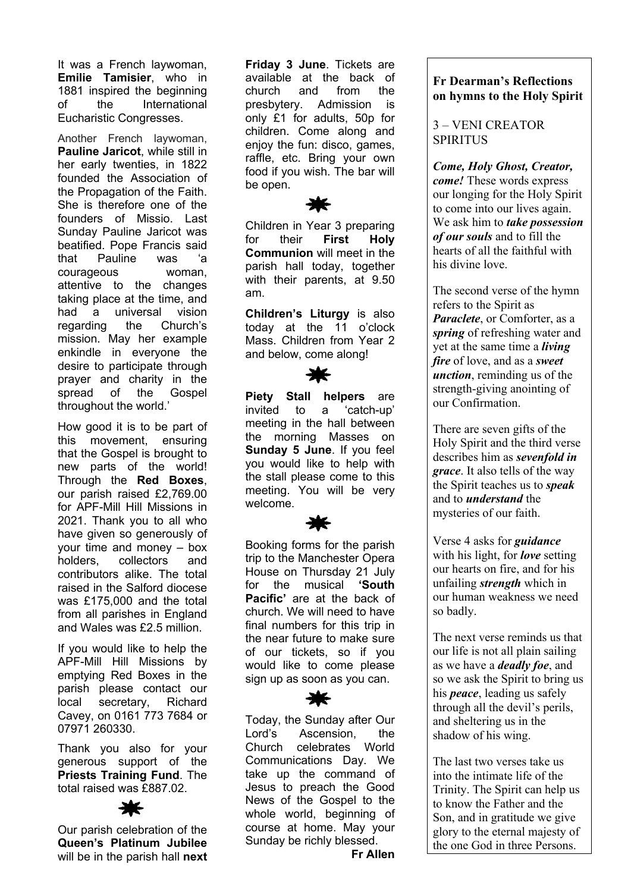It was a French laywoman, **Emilie Tamisier**, who in 1881 inspired the beginning of the International Eucharistic Congresses.

Another French laywoman, **Pauline Jaricot**, while still in her early twenties, in 1822 founded the Association of the Propagation of the Faith. She is therefore one of the founders of Missio. Last Sunday Pauline Jaricot was beatified. Pope Francis said that Pauline was 'a courageous woman, attentive to the changes taking place at the time, and had a universal vision regarding the Church's mission. May her example enkindle in everyone the desire to participate through prayer and charity in the spread of the Gospel throughout the world.'

How good it is to be part of this movement, ensuring that the Gospel is brought to new parts of the world! Through the **Red Boxes**, our parish raised £2,769.00 for APF-Mill Hill Missions in 2021. Thank you to all who have given so generously of your time and money – box holders, collectors and contributors alike. The total raised in the Salford diocese was £175,000 and the total from all parishes in England and Wales was £2.5 million.

If you would like to help the APF-Mill Hill Missions by emptying Red Boxes in the parish please contact our local secretary, Richard Cavey, on 0161 773 7684 or 07971 260330.

Thank you also for your generous support of the **Priests Training Fund**. The total raised was £887.02.

Our parish celebration of the **Queen's Platinum Jubilee** will be in the parish hall **next Friday 3 June**. Tickets are available at the back of church and from the presbytery. Admission is only £1 for adults, 50p for children. Come along and enjoy the fun: disco, games, raffle, etc. Bring your own food if you wish. The bar will be open.

Children in Year 3 preparing for their **First Holy Communion** will meet in the parish hall today, together with their parents, at 9.50 am.

**Children's Liturgy** is also today at the 11 o'clock Mass. Children from Year 2 and below, come along!

**Piety Stall helpers** are invited to a 'catch-up' meeting in the hall between the morning Masses on **Sunday 5 June**. If you feel you would like to help with the stall please come to this meeting. You will be very welcome.

Booking forms for the parish trip to the Manchester Opera House on Thursday 21 July for the musical **'South Pacific'** are at the back of church. We will need to have final numbers for this trip in the near future to make sure of our tickets, so if you would like to come please sign up as soon as you can.

Today, the Sunday after Our Lord's Ascension, the Church celebrates World Communications Day. We take up the command of Jesus to preach the Good News of the Gospel to the whole world, beginning of course at home. May your Sunday be richly blessed.

**Fr Allen**

## Fr Dearman's Reflections on hymns to the Holy Spirit

3 – VENI CREATOR SPIRITUS

***Come, Holy Ghost, Creator, come!*** These words express our longing for the Holy Spirit to come into our lives again. We ask him to ***take possession of our souls*** and to fill the hearts of all the faithful with his divine love.

The second verse of the hymn refers to the Spirit as ***Paraclete***, or Comforter, as a ***spring*** of refreshing water and yet at the same time a ***living fire*** of love, and as a ***sweet unction***, reminding us of the strength-giving anointing of our Confirmation.

There are seven gifts of the Holy Spirit and the third verse describes him as ***sevenfold in grace***. It also tells of the way the Spirit teaches us to ***speak*** and to ***understand*** the mysteries of our faith.

Verse 4 asks for ***guidance*** with his light, for ***love*** setting our hearts on fire, and for his unfailing ***strength*** which in our human weakness we need so badly.

The next verse reminds us that our life is not all plain sailing as we have a ***deadly foe***, and so we ask the Spirit to bring us his ***peace***, leading us safely through all the devil's perils, and sheltering us in the shadow of his wing.

The last two verses take us into the intimate life of the Trinity. The Spirit can help us to know the Father and the Son, and in gratitude we give glory to the eternal majesty of the one God in three Persons.